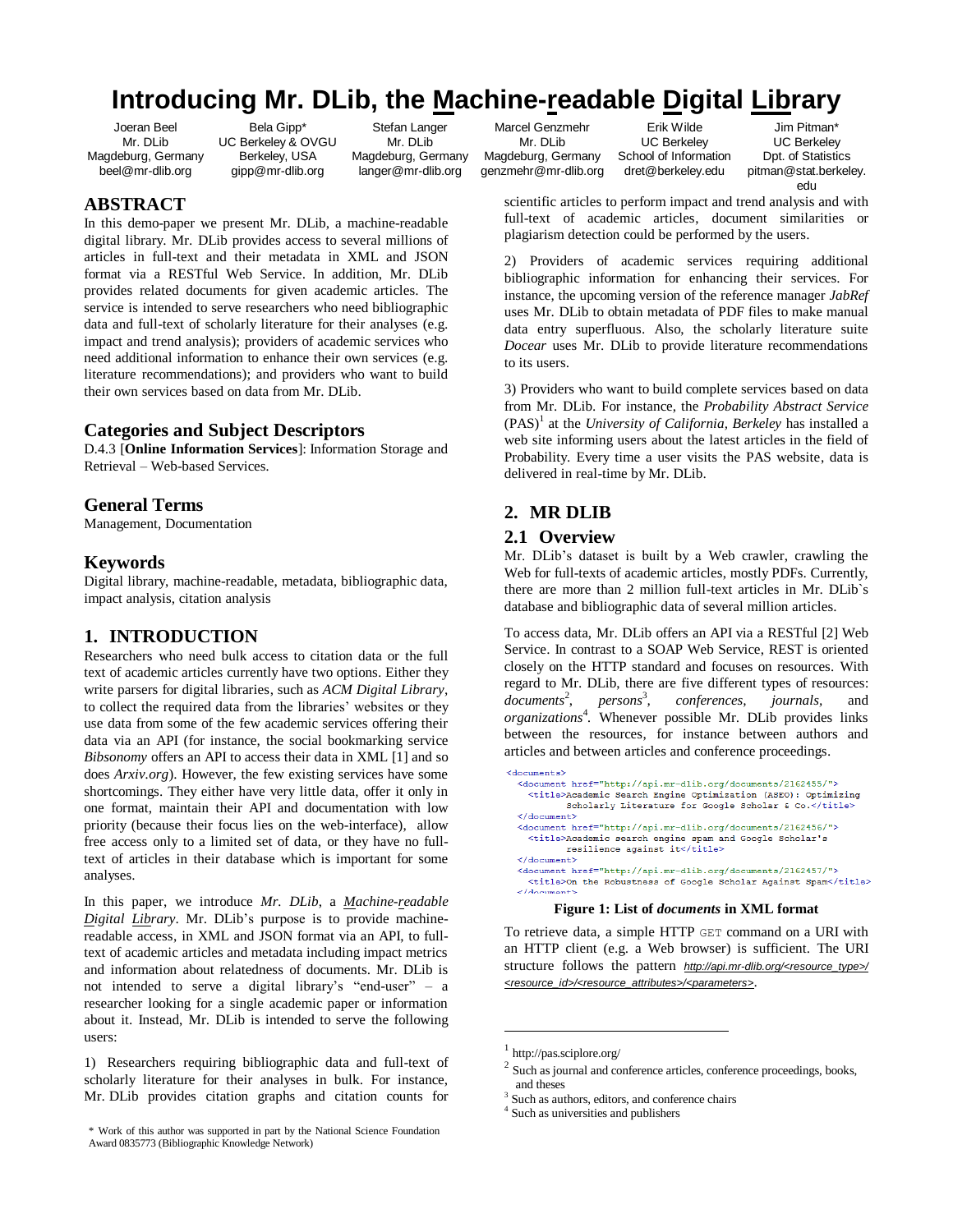# Introducing Mr. DLib, the Machine-readable Digital Library

| Joeran Beel | Bela Gipp* | Stefan Langer | Marcel Genzmehr | Erik Wilde | Jim Pitman* |
|---|---|---|---|---|---|
| Mr. DLib | UC Berkeley & OVGU | Mr. DLib | Mr. DLib | UC Berkeley | UC Berkeley |
| Magdeburg, Germany | Berkeley, USA | Magdeburg, Germany | Magdeburg, Germany | School of Information | Dpt. of Statistics |
| beel@mr-dlib.org | gipp@mr-dlib.org | langer@mr-dlib.org | genzmehr@mr-dlib.org | dret@berkeley.edu | pitman@stat.berkeley.edu |

## ABSTRACT

In this demo-paper we present Mr. DLib, a machine-readable digital library. Mr. DLib provides access to several millions of articles in full-text and their metadata in XML and JSON format via a RESTful Web Service. In addition, Mr. DLib provides related documents for given academic articles. The service is intended to serve researchers who need bibliographic data and full-text of scholarly literature for their analyses (e.g. impact and trend analysis); providers of academic services who need additional information to enhance their own services (e.g. literature recommendations); and providers who want to build their own services based on data from Mr. DLib.

## Categories and Subject Descriptors

D.4.3 [**Online Information Services**]: Information Storage and Retrieval – Web-based Services.

## General Terms

Management, Documentation

## Keywords

Digital library, machine-readable, metadata, bibliographic data, impact analysis, citation analysis

## 1. INTRODUCTION

Researchers who need bulk access to citation data or the full text of academic articles currently have two options. Either they write parsers for digital libraries, such as *ACM Digital Library*, to collect the required data from the libraries' websites or they use data from some of the few academic services offering their data via an API (for instance, the social bookmarking service *Bibsonomy* offers an API to access their data in XML [1] and so does *Arxiv.org*). However, the few existing services have some shortcomings. They either have very little data, offer it only in one format, maintain their API and documentation with low priority (because their focus lies on the web-interface), allow free access only to a limited set of data, or they have no full-text of articles in their database which is important for some analyses.

In this paper, we introduce *Mr. DLib*, a *Machine-readable Digital Library*. Mr. DLib's purpose is to provide machine-readable access, in XML and JSON format via an API, to full-text of academic articles and metadata including impact metrics and information about relatedness of documents. Mr. DLib is not intended to serve a digital library's "end-user" – a researcher looking for a single academic paper or information about it. Instead, Mr. DLib is intended to serve the following users:

1) Researchers requiring bibliographic data and full-text of scholarly literature for their analyses in bulk. For instance, Mr. DLib provides citation graphs and citation counts for scientific articles to perform impact and trend analysis and with full-text of academic articles, document similarities or plagiarism detection could be performed by the users.

2) Providers of academic services requiring additional bibliographic information for enhancing their services. For instance, the upcoming version of the reference manager *JabRef* uses Mr. DLib to obtain metadata of PDF files to make manual data entry superfluous. Also, the scholarly literature suite *Docear* uses Mr. DLib to provide literature recommendations to its users.

3) Providers who want to build complete services based on data from Mr. DLib. For instance, the *Probability Abstract Service* (PAS)[1] at the *University of California, Berkeley* has installed a web site informing users about the latest articles in the field of Probability. Every time a user visits the PAS website, data is delivered in real-time by Mr. DLib.

## 2. MR DLIB

### 2.1 Overview

Mr. DLib's dataset is built by a Web crawler, crawling the Web for full-texts of academic articles, mostly PDFs. Currently, there are more than 2 million full-text articles in Mr. DLib`s database and bibliographic data of several million articles.

To access data, Mr. DLib offers an API via a RESTful [2] Web Service. In contrast to a SOAP Web Service, REST is oriented closely on the HTTP standard and focuses on resources. With regard to Mr. DLib, there are five different types of resources: *documents*[2], *persons*[3], *conferences*, *journals*, and *organizations*[4]. Whenever possible Mr. DLib provides links between the resources, for instance between authors and articles and between articles and conference proceedings.

```
<documents>
  <document href="http://api.mr-dlib.org/documents/2162455/">
    <title>Academic Search Engine Optimization (ASEO): Optimizing
          Scholarly Literature for Google Scholar & Co.</title>
  </document>
  <document href="http://api.mr-dlib.org/documents/2162456/">
    <title>Academic search engine spam and Google Scholar's
          resilience against it</title>
  </document>
  <document href="http://api.mr-dlib.org/documents/2162457/">
    <title>On the Robustness of Google Scholar Against Spam</title>
  </document>
```

**Figure 1: List of *documents* in XML format**

To retrieve data, a simple HTTP GET command on a URI with an HTTP client (e.g. a Web browser) is sufficient. The URI structure follows the pattern *http://api.mr-dlib.org/<resource_type>/<resource_id>/<resource_attributes>/<parameters>*.

---

[1] http://pas.sciplore.org/

[2] Such as journal and conference articles, conference proceedings, books, and theses

[3] Such as authors, editors, and conference chairs

[4] Such as universities and publishers

\* Work of this author was supported in part by the National Science Foundation Award 0835773 (Bibliographic Knowledge Network)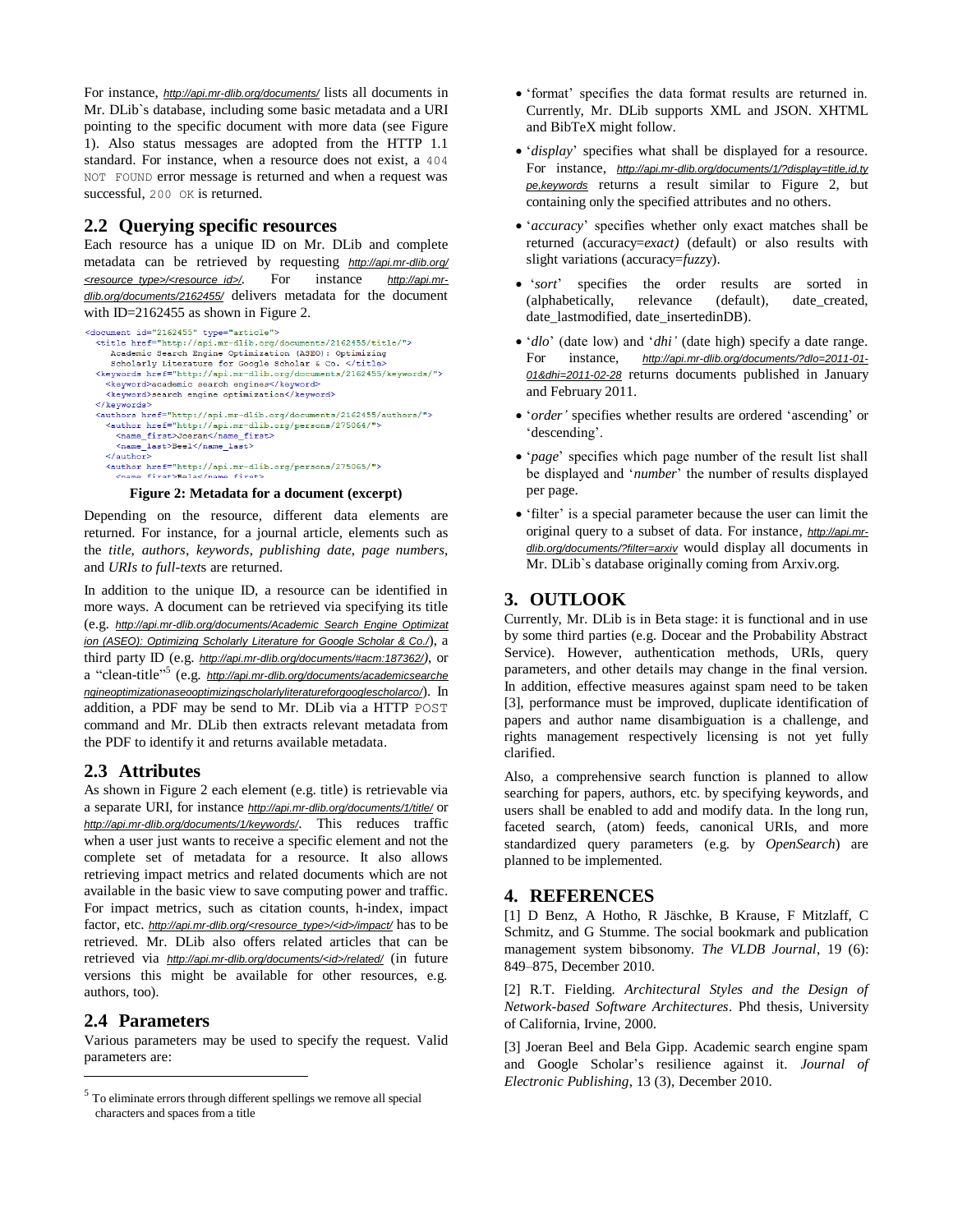For instance, http://api.mr-dlib.org/documents/ lists all documents in Mr. DLib`s database, including some basic metadata and a URI pointing to the specific document with more data (see Figure 1). Also status messages are adopted from the HTTP 1.1 standard. For instance, when a resource does not exist, a `404 NOT FOUND` error message is returned and when a request was successful, `200 OK` is returned.

## 2.2 Querying specific resources

Each resource has a unique ID on Mr. DLib and complete metadata can be retrieved by requesting http://api.mr-dlib.org/<resource_type>/<resource_id>/. For instance http://api.mr-dlib.org/documents/2162455/ delivers metadata for the document with ID=2162455 as shown in Figure 2.

```
<document id="2162455" type="article">
  <title href="http://api.mr-dlib.org/documents/2162455/title/">
    Academic Search Engine Optimization (ASEO): Optimizing
    Scholarly Literature for Google Scholar & Co. </title>
  <keywords href="http://api.mr-dlib.org/documents/2162455/keywords/">
    <keyword>academic search engines</keyword>
    <keyword>search engine optimization</keyword>
  </keywords>
  <authors href="http://api.mr-dlib.org/documents/2162455/authors/">
    <author href="http://api.mr-dlib.org/persons/275064/">
      <name_first>Joeran</name_first>
      <name_last>Beel</name_last>
    </author>
    <author href="http://api.mr-dlib.org/persons/275065/">
      <name_first>Bela</name_first>
```

**Figure 2: Metadata for a document (excerpt)**

Depending on the resource, different data elements are returned. For instance, for a journal article, elements such as the *title*, *authors*, *keywords*, *publishing date*, *page numbers*, and *URIs to full-text*s are returned.

In addition to the unique ID, a resource can be identified in more ways. A document can be retrieved via specifying its title (e.g. http://api.mr-dlib.org/documents/Academic Search Engine Optimization (ASEO): Optimizing Scholarly Literature for Google Scholar & Co./), a third party ID (e.g. http://api.mr-dlib.org/documents/#acm:187362/), or a "clean-title"[5] (e.g. http://api.mr-dlib.org/documents/academicsearchengineoptimizationaseooptimizingscholarlyliteratureforgoogleschol­arco/). In addition, a PDF may be send to Mr. DLib via a HTTP `POST` command and Mr. DLib then extracts relevant metadata from the PDF to identify it and returns available metadata.

## 2.3 Attributes

As shown in Figure 2 each element (e.g. title) is retrievable via a separate URI, for instance http://api.mr-dlib.org/documents/1/title/ or http://api.mr-dlib.org/documents/1/keywords/. This reduces traffic when a user just wants to receive a specific element and not the complete set of metadata for a resource. It also allows retrieving impact metrics and related documents which are not available in the basic view to save computing power and traffic. For impact metrics, such as citation counts, h-index, impact factor, etc. http://api.mr-dlib.org/<resource_type>/<id>/impact/ has to be retrieved. Mr. DLib also offers related articles that can be retrieved via http://api.mr-dlib.org/documents/<id>/related/ (in future versions this might be available for other resources, e.g. authors, too).

## 2.4 Parameters

Various parameters may be used to specify the request. Valid parameters are:

- 'format' specifies the data format results are returned in. Currently, Mr. DLib supports XML and JSON. XHTML and BibTeX might follow.
- '*display*' specifies what shall be displayed for a resource. For instance, http://api.mr-dlib.org/documents/1/?display=title,id,type,keywords returns a result similar to Figure 2, but containing only the specified attributes and no others.
- '*accuracy*' specifies whether only exact matches shall be returned (accuracy=*exact)* (default) or also results with slight variations (accuracy=*fuzzy*).
- '*sort*' specifies the order results are sorted in (alphabetically, relevance (default), date_created, date_lastmodified, date_insertedinDB).
- '*dlo*' (date low) and '*dhi'* (date high) specify a date range. For instance, http://api.mr-dlib.org/documents/?dlo=2011-01-01&dhi=2011-02-28 returns documents published in January and February 2011.
- '*order'* specifies whether results are ordered 'ascending' or 'descending'.
- '*page*' specifies which page number of the result list shall be displayed and '*number*' the number of results displayed per page.
- 'filter' is a special parameter because the user can limit the original query to a subset of data. For instance, http://api.mr-dlib.org/documents/?filter=arxiv would display all documents in Mr. DLib`s database originally coming from Arxiv.org.

# 3. OUTLOOK

Currently, Mr. DLib is in Beta stage: it is functional and in use by some third parties (e.g. Docear and the Probability Abstract Service). However, authentication methods, URIs, query parameters, and other details may change in the final version. In addition, effective measures against spam need to be taken [3], performance must be improved, duplicate identification of papers and author name disambiguation is a challenge, and rights management respectively licensing is not yet fully clarified.

Also, a comprehensive search function is planned to allow searching for papers, authors, etc. by specifying keywords, and users shall be enabled to add and modify data. In the long run, faceted search, (atom) feeds, canonical URIs, and more standardized query parameters (e.g. by *OpenSearch*) are planned to be implemented.

# 4. REFERENCES

[1] D Benz, A Hotho, R Jäschke, B Krause, F Mitzlaff, C Schmitz, and G Stumme. The social bookmark and publication management system bibsonomy. *The VLDB Journal*, 19 (6): 849–875, December 2010.

[2] R.T. Fielding. *Architectural Styles and the Design of Network-based Software Architectures*. Phd thesis, University of California, Irvine, 2000.

[3] Joeran Beel and Bela Gipp. Academic search engine spam and Google Scholar's resilience against it. *Journal of Electronic Publishing*, 13 (3), December 2010.

---

[5] To eliminate errors through different spellings we remove all special characters and spaces from a title